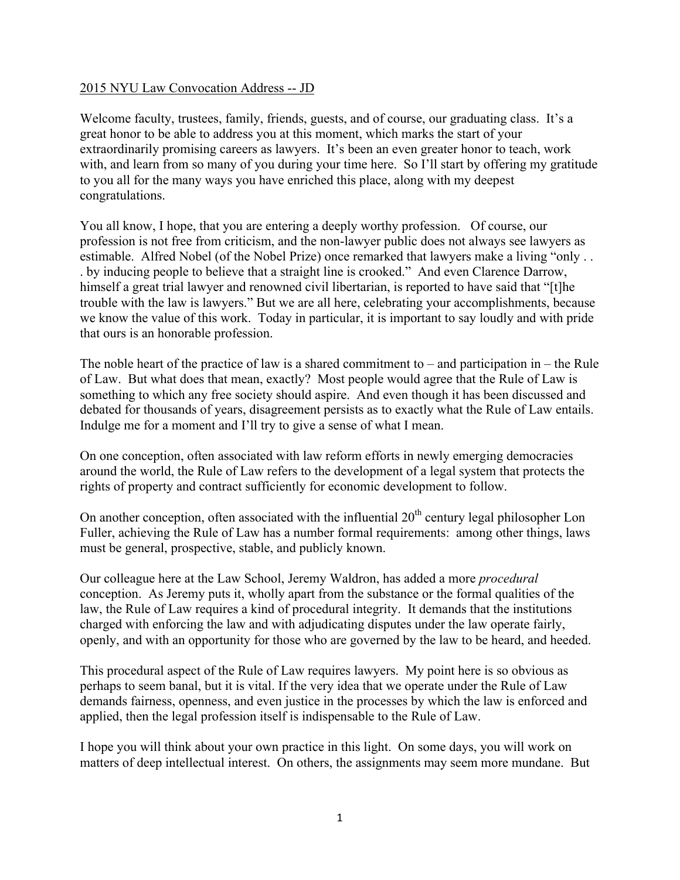2015 NYU Law Convocation Address -- JD

Welcome faculty, trustees, family, friends, guests, and of course, our graduating class. It's a great honor to be able to address you at this moment, which marks the start of your extraordinarily promising careers as lawyers. It's been an even greater honor to teach, work with, and learn from so many of you during your time here. So I'll start by offering my gratitude to you all for the many ways you have enriched this place, along with my deepest congratulations.

You all know, I hope, that you are entering a deeply worthy profession. Of course, our profession is not free from criticism, and the non-lawyer public does not always see lawyers as estimable. Alfred Nobel (of the Nobel Prize) once remarked that lawyers make a living "only . . . by inducing people to believe that a straight line is crooked." And even Clarence Darrow, himself a great trial lawyer and renowned civil libertarian, is reported to have said that "[t]he trouble with the law is lawyers." But we are all here, celebrating your accomplishments, because we know the value of this work. Today in particular, it is important to say loudly and with pride that ours is an honorable profession.

The noble heart of the practice of law is a shared commitment to – and participation in – the Rule of Law. But what does that mean, exactly? Most people would agree that the Rule of Law is something to which any free society should aspire. And even though it has been discussed and debated for thousands of years, disagreement persists as to exactly what the Rule of Law entails. Indulge me for a moment and I'll try to give a sense of what I mean.

On one conception, often associated with law reform efforts in newly emerging democracies around the world, the Rule of Law refers to the development of a legal system that protects the rights of property and contract sufficiently for economic development to follow.

On another conception, often associated with the influential 20th century legal philosopher Lon Fuller, achieving the Rule of Law has a number formal requirements: among other things, laws must be general, prospective, stable, and publicly known.

Our colleague here at the Law School, Jeremy Waldron, has added a more *procedural* conception. As Jeremy puts it, wholly apart from the substance or the formal qualities of the law, the Rule of Law requires a kind of procedural integrity. It demands that the institutions charged with enforcing the law and with adjudicating disputes under the law operate fairly, openly, and with an opportunity for those who are governed by the law to be heard, and heeded.

This procedural aspect of the Rule of Law requires lawyers. My point here is so obvious as perhaps to seem banal, but it is vital. If the very idea that we operate under the Rule of Law demands fairness, openness, and even justice in the processes by which the law is enforced and applied, then the legal profession itself is indispensable to the Rule of Law.

I hope you will think about your own practice in this light. On some days, you will work on matters of deep intellectual interest. On others, the assignments may seem more mundane. But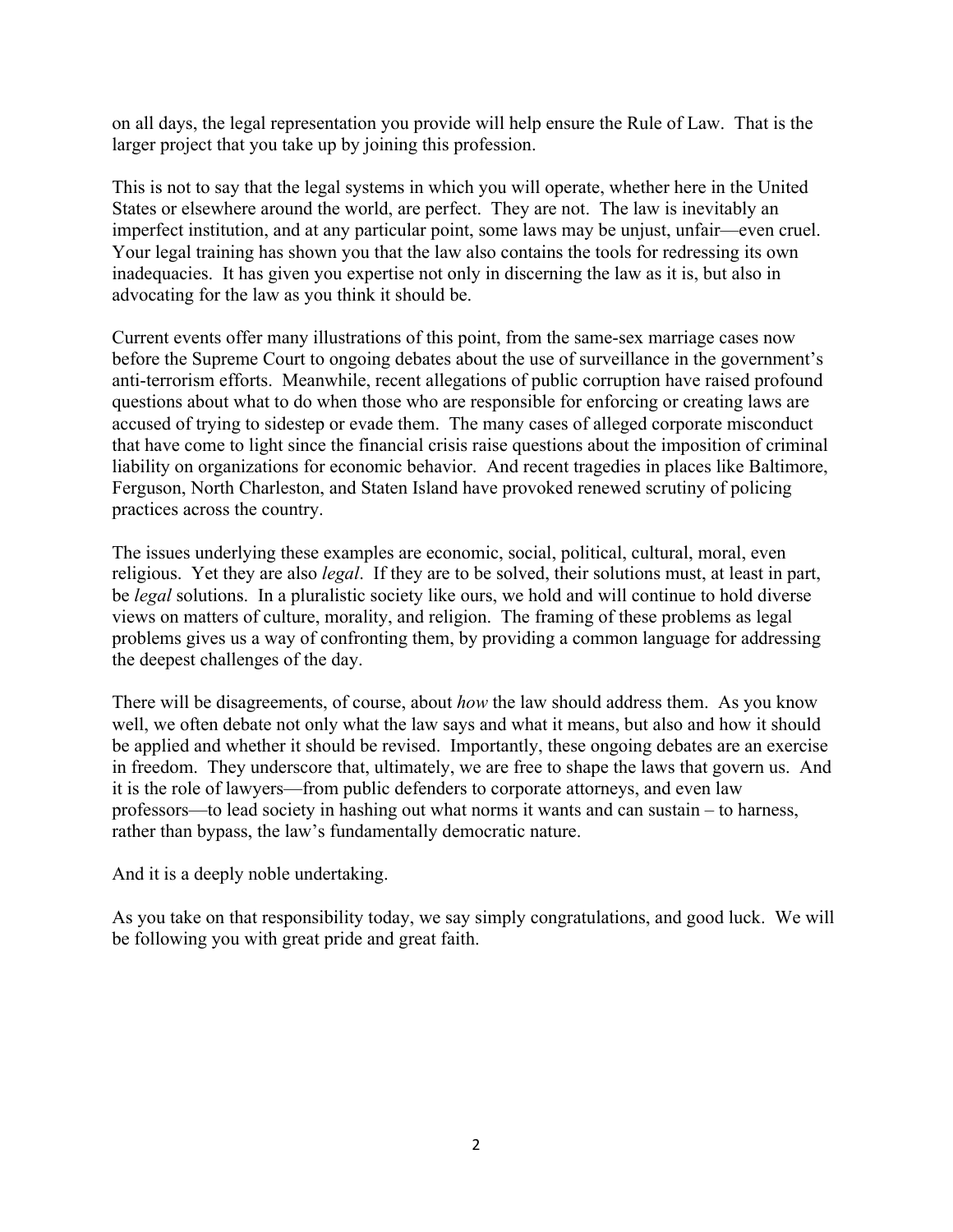on all days, the legal representation you provide will help ensure the Rule of Law. That is the larger project that you take up by joining this profession.

This is not to say that the legal systems in which you will operate, whether here in the United States or elsewhere around the world, are perfect. They are not. The law is inevitably an imperfect institution, and at any particular point, some laws may be unjust, unfair—even cruel. Your legal training has shown you that the law also contains the tools for redressing its own inadequacies. It has given you expertise not only in discerning the law as it is, but also in advocating for the law as you think it should be.

Current events offer many illustrations of this point, from the same-sex marriage cases now before the Supreme Court to ongoing debates about the use of surveillance in the government's anti-terrorism efforts. Meanwhile, recent allegations of public corruption have raised profound questions about what to do when those who are responsible for enforcing or creating laws are accused of trying to sidestep or evade them. The many cases of alleged corporate misconduct that have come to light since the financial crisis raise questions about the imposition of criminal liability on organizations for economic behavior. And recent tragedies in places like Baltimore, Ferguson, North Charleston, and Staten Island have provoked renewed scrutiny of policing practices across the country.

The issues underlying these examples are economic, social, political, cultural, moral, even religious. Yet they are also *legal*. If they are to be solved, their solutions must, at least in part, be *legal* solutions. In a pluralistic society like ours, we hold and will continue to hold diverse views on matters of culture, morality, and religion. The framing of these problems as legal problems gives us a way of confronting them, by providing a common language for addressing the deepest challenges of the day.

There will be disagreements, of course, about *how* the law should address them. As you know well, we often debate not only what the law says and what it means, but also and how it should be applied and whether it should be revised. Importantly, these ongoing debates are an exercise in freedom. They underscore that, ultimately, we are free to shape the laws that govern us. And it is the role of lawyers—from public defenders to corporate attorneys, and even law professors—to lead society in hashing out what norms it wants and can sustain – to harness, rather than bypass, the law's fundamentally democratic nature.

And it is a deeply noble undertaking.

As you take on that responsibility today, we say simply congratulations, and good luck. We will be following you with great pride and great faith.